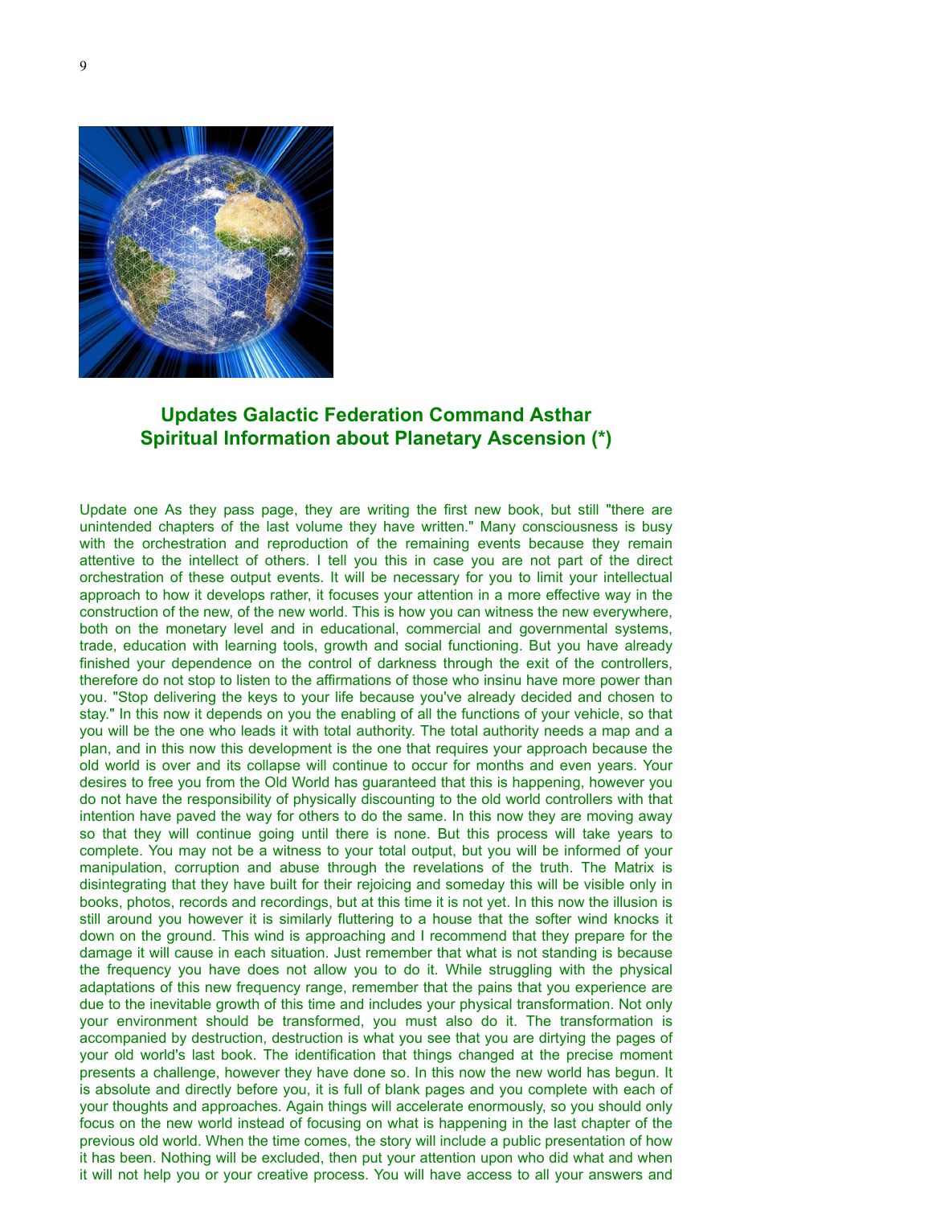## Updates Galactic Federation Command Asthar Spiritual Information about Planetary Ascension (*)

Update one As they pass page, they are writing the first new book, but still "there are unintended chapters of the last volume they have written." Many consciousness is busy with the orchestration and reproduction of the remaining events because they remain attentive to the intellect of others. I tell you this in case you are not part of the direct orchestration of these output events. It will be necessary for you to limit your intellectual approach to how it develops rather, it focuses your attention in a more effective way in the construction of the new, of the new world. This is how you can witness the new everywhere, both on the monetary level and in educational, commercial and governmental systems, trade, education with learning tools, growth and social functioning. But you have already finished your dependence on the control of darkness through the exit of the controllers, therefore do not stop to listen to the affirmations of those who insinu have more power than you. "Stop delivering the keys to your life because you've already decided and chosen to stay." In this now it depends on you the enabling of all the functions of your vehicle, so that you will be the one who leads it with total authority. The total authority needs a map and a plan, and in this now this development is the one that requires your approach because the old world is over and its collapse will continue to occur for months and even years. Your desires to free you from the Old World has guaranteed that this is happening, however you do not have the responsibility of physically discounting to the old world controllers with that intention have paved the way for others to do the same. In this now they are moving away so that they will continue going until there is none. But this process will take years to complete. You may not be a witness to your total output, but you will be informed of your manipulation, corruption and abuse through the revelations of the truth. The Matrix is disintegrating that they have built for their rejoicing and someday this will be visible only in books, photos, records and recordings, but at this time it is not yet. In this now the illusion is still around you however it is similarly fluttering to a house that the softer wind knocks it down on the ground. This wind is approaching and I recommend that they prepare for the damage it will cause in each situation. Just remember that what is not standing is because the frequency you have does not allow you to do it. While struggling with the physical adaptations of this new frequency range, remember that the pains that you experience are due to the inevitable growth of this time and includes your physical transformation. Not only your environment should be transformed, you must also do it. The transformation is accompanied by destruction, destruction is what you see that you are dirtying the pages of your old world's last book. The identification that things changed at the precise moment presents a challenge, however they have done so. In this now the new world has begun. It is absolute and directly before you, it is full of blank pages and you complete with each of your thoughts and approaches. Again things will accelerate enormously, so you should only focus on the new world instead of focusing on what is happening in the last chapter of the previous old world. When the time comes, the story will include a public presentation of how it has been. Nothing will be excluded, then put your attention upon who did what and when it will not help you or your creative process. You will have access to all your answers and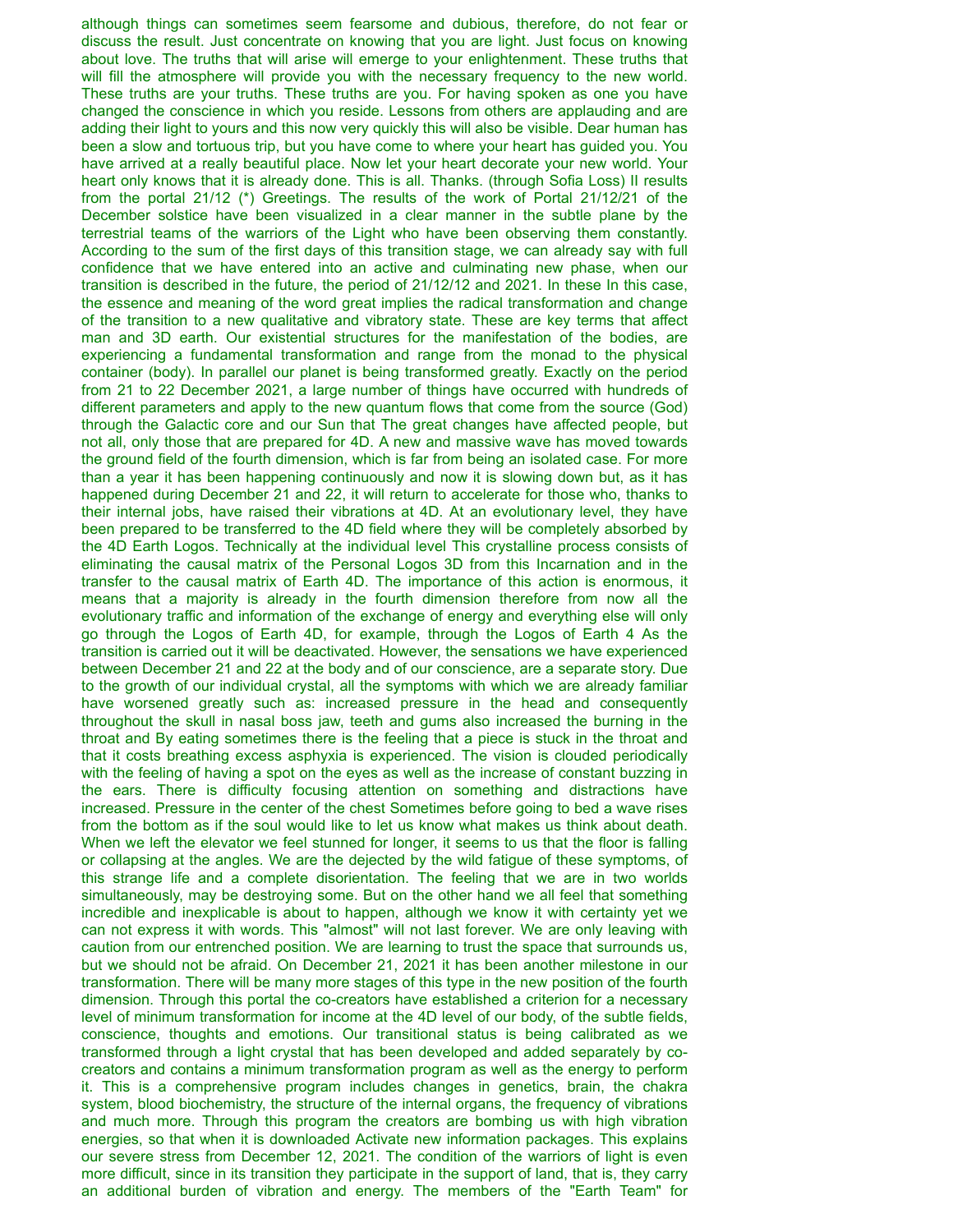although things can sometimes seem fearsome and dubious, therefore, do not fear or discuss the result. Just concentrate on knowing that you are light. Just focus on knowing about love. The truths that will arise will emerge to your enlightenment. These truths that will fill the atmosphere will provide you with the necessary frequency to the new world. These truths are your truths. These truths are you. For having spoken as one you have changed the conscience in which you reside. Lessons from others are applauding and are adding their light to yours and this now very quickly this will also be visible. Dear human has been a slow and tortuous trip, but you have come to where your heart has guided you. You have arrived at a really beautiful place. Now let your heart decorate your new world. Your heart only knows that it is already done. This is all. Thanks. (through Sofia Loss) II results from the portal 21/12 (*) Greetings. The results of the work of Portal 21/12/21 of the December solstice have been visualized in a clear manner in the subtle plane by the terrestrial teams of the warriors of the Light who have been observing them constantly. According to the sum of the first days of this transition stage, we can already say with full confidence that we have entered into an active and culminating new phase, when our transition is described in the future, the period of 21/12/12 and 2021. In these In this case, the essence and meaning of the word great implies the radical transformation and change of the transition to a new qualitative and vibratory state. These are key terms that affect man and 3D earth. Our existential structures for the manifestation of the bodies, are experiencing a fundamental transformation and range from the monad to the physical container (body). In parallel our planet is being transformed greatly. Exactly on the period from 21 to 22 December 2021, a large number of things have occurred with hundreds of different parameters and apply to the new quantum flows that come from the source (God) through the Galactic core and our Sun that The great changes have affected people, but not all, only those that are prepared for 4D. A new and massive wave has moved towards the ground field of the fourth dimension, which is far from being an isolated case. For more than a year it has been happening continuously and now it is slowing down but, as it has happened during December 21 and 22, it will return to accelerate for those who, thanks to their internal jobs, have raised their vibrations at 4D. At an evolutionary level, they have been prepared to be transferred to the 4D field where they will be completely absorbed by the 4D Earth Logos. Technically at the individual level This crystalline process consists of eliminating the causal matrix of the Personal Logos 3D from this Incarnation and in the transfer to the causal matrix of Earth 4D. The importance of this action is enormous, it means that a majority is already in the fourth dimension therefore from now all the evolutionary traffic and information of the exchange of energy and everything else will only go through the Logos of Earth 4D, for example, through the Logos of Earth 4 As the transition is carried out it will be deactivated. However, the sensations we have experienced between December 21 and 22 at the body and of our conscience, are a separate story. Due to the growth of our individual crystal, all the symptoms with which we are already familiar have worsened greatly such as: increased pressure in the head and consequently throughout the skull in nasal boss jaw, teeth and gums also increased the burning in the throat and By eating sometimes there is the feeling that a piece is stuck in the throat and that it costs breathing excess asphyxia is experienced. The vision is clouded periodically with the feeling of having a spot on the eyes as well as the increase of constant buzzing in the ears. There is difficulty focusing attention on something and distractions have increased. Pressure in the center of the chest Sometimes before going to bed a wave rises from the bottom as if the soul would like to let us know what makes us think about death. When we left the elevator we feel stunned for longer, it seems to us that the floor is falling or collapsing at the angles. We are the dejected by the wild fatigue of these symptoms, of this strange life and a complete disorientation. The feeling that we are in two worlds simultaneously, may be destroying some. But on the other hand we all feel that something incredible and inexplicable is about to happen, although we know it with certainty yet we can not express it with words. This "almost" will not last forever. We are only leaving with caution from our entrenched position. We are learning to trust the space that surrounds us, but we should not be afraid. On December 21, 2021 it has been another milestone in our transformation. There will be many more stages of this type in the new position of the fourth dimension. Through this portal the co-creators have established a criterion for a necessary level of minimum transformation for income at the 4D level of our body, of the subtle fields, conscience, thoughts and emotions. Our transitional status is being calibrated as we transformed through a light crystal that has been developed and added separately by co-creators and contains a minimum transformation program as well as the energy to perform it. This is a comprehensive program includes changes in genetics, brain, the chakra system, blood biochemistry, the structure of the internal organs, the frequency of vibrations and much more. Through this program the creators are bombing us with high vibration energies, so that when it is downloaded Activate new information packages. This explains our severe stress from December 12, 2021. The condition of the warriors of light is even more difficult, since in its transition they participate in the support of land, that is, they carry an additional burden of vibration and energy. The members of the "Earth Team" for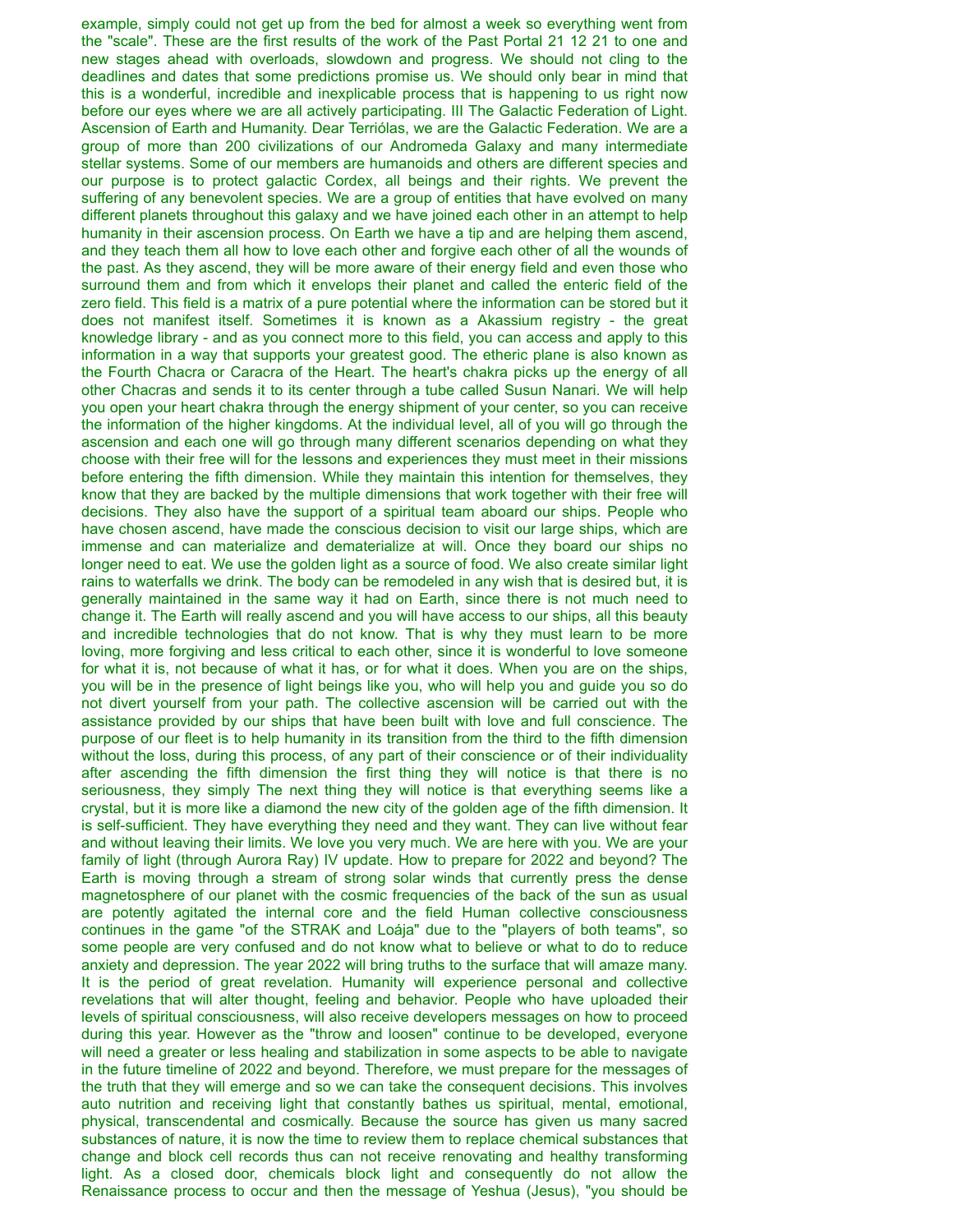example, simply could not get up from the bed for almost a week so everything went from the "scale". These are the first results of the work of the Past Portal 21 12 21 to one and new stages ahead with overloads, slowdown and progress. We should not cling to the deadlines and dates that some predictions promise us. We should only bear in mind that this is a wonderful, incredible and inexplicable process that is happening to us right now before our eyes where we are all actively participating. III The Galactic Federation of Light. Ascension of Earth and Humanity. Dear Terriólas, we are the Galactic Federation. We are a group of more than 200 civilizations of our Andromeda Galaxy and many intermediate stellar systems. Some of our members are humanoids and others are different species and our purpose is to protect galactic Cordex, all beings and their rights. We prevent the suffering of any benevolent species. We are a group of entities that have evolved on many different planets throughout this galaxy and we have joined each other in an attempt to help humanity in their ascension process. On Earth we have a tip and are helping them ascend, and they teach them all how to love each other and forgive each other of all the wounds of the past. As they ascend, they will be more aware of their energy field and even those who surround them and from which it envelops their planet and called the enteric field of the zero field. This field is a matrix of a pure potential where the information can be stored but it does not manifest itself. Sometimes it is known as a Akassium registry - the great knowledge library - and as you connect more to this field, you can access and apply to this information in a way that supports your greatest good. The etheric plane is also known as the Fourth Chacra or Caracra of the Heart. The heart's chakra picks up the energy of all other Chacras and sends it to its center through a tube called Susun Nanari. We will help you open your heart chakra through the energy shipment of your center, so you can receive the information of the higher kingdoms. At the individual level, all of you will go through the ascension and each one will go through many different scenarios depending on what they choose with their free will for the lessons and experiences they must meet in their missions before entering the fifth dimension. While they maintain this intention for themselves, they know that they are backed by the multiple dimensions that work together with their free will decisions. They also have the support of a spiritual team aboard our ships. People who have chosen ascend, have made the conscious decision to visit our large ships, which are immense and can materialize and dematerialize at will. Once they board our ships no longer need to eat. We use the golden light as a source of food. We also create similar light rains to waterfalls we drink. The body can be remodeled in any wish that is desired but, it is generally maintained in the same way it had on Earth, since there is not much need to change it. The Earth will really ascend and you will have access to our ships, all this beauty and incredible technologies that do not know. That is why they must learn to be more loving, more forgiving and less critical to each other, since it is wonderful to love someone for what it is, not because of what it has, or for what it does. When you are on the ships, you will be in the presence of light beings like you, who will help you and guide you so do not divert yourself from your path. The collective ascension will be carried out with the assistance provided by our ships that have been built with love and full conscience. The purpose of our fleet is to help humanity in its transition from the third to the fifth dimension without the loss, during this process, of any part of their conscience or of their individuality after ascending the fifth dimension the first thing they will notice is that there is no seriousness, they simply The next thing they will notice is that everything seems like a crystal, but it is more like a diamond the new city of the golden age of the fifth dimension. It is self-sufficient. They have everything they need and they want. They can live without fear and without leaving their limits. We love you very much. We are here with you. We are your family of light (through Aurora Ray) IV update. How to prepare for 2022 and beyond? The Earth is moving through a stream of strong solar winds that currently press the dense magnetosphere of our planet with the cosmic frequencies of the back of the sun as usual are potently agitated the internal core and the field Human collective consciousness continues in the game "of the STRAK and Loája" due to the "players of both teams", so some people are very confused and do not know what to believe or what to do to reduce anxiety and depression. The year 2022 will bring truths to the surface that will amaze many. It is the period of great revelation. Humanity will experience personal and collective revelations that will alter thought, feeling and behavior. People who have uploaded their levels of spiritual consciousness, will also receive developers messages on how to proceed during this year. However as the "throw and loosen" continue to be developed, everyone will need a greater or less healing and stabilization in some aspects to be able to navigate in the future timeline of 2022 and beyond. Therefore, we must prepare for the messages of the truth that they will emerge and so we can take the consequent decisions. This involves auto nutrition and receiving light that constantly bathes us spiritual, mental, emotional, physical, transcendental and cosmically. Because the source has given us many sacred substances of nature, it is now the time to review them to replace chemical substances that change and block cell records thus can not receive renovating and healthy transforming light. As a closed door, chemicals block light and consequently do not allow the Renaissance process to occur and then the message of Yeshua (Jesus), "you should be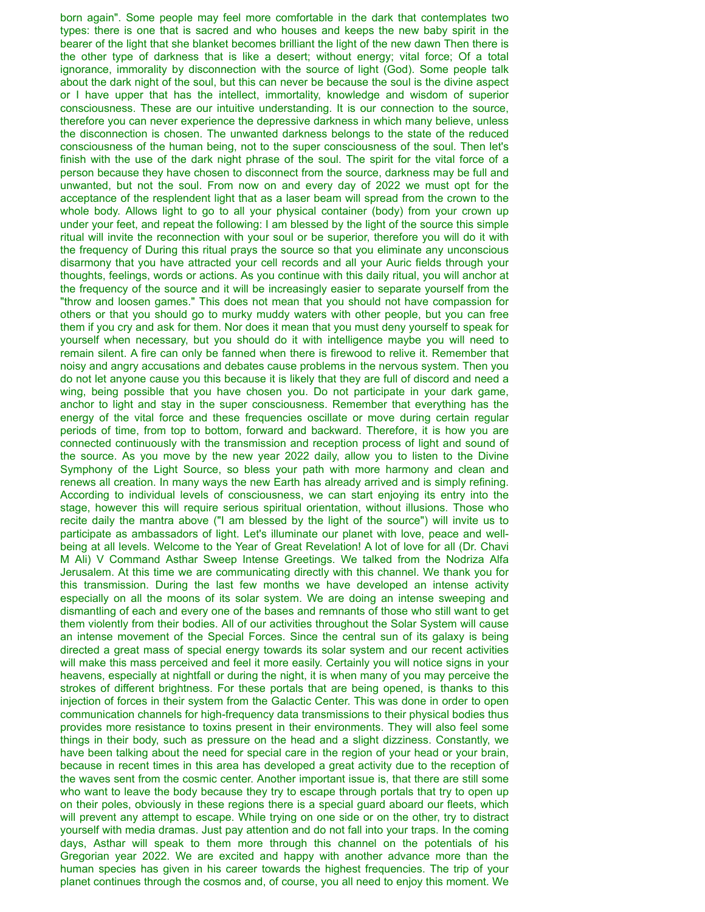born again". Some people may feel more comfortable in the dark that contemplates two types: there is one that is sacred and who houses and keeps the new baby spirit in the bearer of the light that she blanket becomes brilliant the light of the new dawn Then there is the other type of darkness that is like a desert; without energy; vital force; Of a total ignorance, immorality by disconnection with the source of light (God). Some people talk about the dark night of the soul, but this can never be because the soul is the divine aspect or I have upper that has the intellect, immortality, knowledge and wisdom of superior consciousness. These are our intuitive understanding. It is our connection to the source, therefore you can never experience the depressive darkness in which many believe, unless the disconnection is chosen. The unwanted darkness belongs to the state of the reduced consciousness of the human being, not to the super consciousness of the soul. Then let's finish with the use of the dark night phrase of the soul. The spirit for the vital force of a person because they have chosen to disconnect from the source, darkness may be full and unwanted, but not the soul. From now on and every day of 2022 we must opt for the acceptance of the resplendent light that as a laser beam will spread from the crown to the whole body. Allows light to go to all your physical container (body) from your crown up under your feet, and repeat the following: I am blessed by the light of the source this simple ritual will invite the reconnection with your soul or be superior, therefore you will do it with the frequency of During this ritual prays the source so that you eliminate any unconscious disarmony that you have attracted your cell records and all your Auric fields through your thoughts, feelings, words or actions. As you continue with this daily ritual, you will anchor at the frequency of the source and it will be increasingly easier to separate yourself from the "throw and loosen games." This does not mean that you should not have compassion for others or that you should go to murky muddy waters with other people, but you can free them if you cry and ask for them. Nor does it mean that you must deny yourself to speak for yourself when necessary, but you should do it with intelligence maybe you will need to remain silent. A fire can only be fanned when there is firewood to relive it. Remember that noisy and angry accusations and debates cause problems in the nervous system. Then you do not let anyone cause you this because it is likely that they are full of discord and need a wing, being possible that you have chosen you. Do not participate in your dark game, anchor to light and stay in the super consciousness. Remember that everything has the energy of the vital force and these frequencies oscillate or move during certain regular periods of time, from top to bottom, forward and backward. Therefore, it is how you are connected continuously with the transmission and reception process of light and sound of the source. As you move by the new year 2022 daily, allow you to listen to the Divine Symphony of the Light Source, so bless your path with more harmony and clean and renews all creation. In many ways the new Earth has already arrived and is simply refining. According to individual levels of consciousness, we can start enjoying its entry into the stage, however this will require serious spiritual orientation, without illusions. Those who recite daily the mantra above ("I am blessed by the light of the source") will invite us to participate as ambassadors of light. Let's illuminate our planet with love, peace and well-being at all levels. Welcome to the Year of Great Revelation! A lot of love for all (Dr. Chavi M Ali) V Command Asthar Sweep Intense Greetings. We talked from the Nodriza Alfa Jerusalem. At this time we are communicating directly with this channel. We thank you for this transmission. During the last few months we have developed an intense activity especially on all the moons of its solar system. We are doing an intense sweeping and dismantling of each and every one of the bases and remnants of those who still want to get them violently from their bodies. All of our activities throughout the Solar System will cause an intense movement of the Special Forces. Since the central sun of its galaxy is being directed a great mass of special energy towards its solar system and our recent activities will make this mass perceived and feel it more easily. Certainly you will notice signs in your heavens, especially at nightfall or during the night, it is when many of you may perceive the strokes of different brightness. For these portals that are being opened, is thanks to this injection of forces in their system from the Galactic Center. This was done in order to open communication channels for high-frequency data transmissions to their physical bodies thus provides more resistance to toxins present in their environments. They will also feel some things in their body, such as pressure on the head and a slight dizziness. Constantly, we have been talking about the need for special care in the region of your head or your brain, because in recent times in this area has developed a great activity due to the reception of the waves sent from the cosmic center. Another important issue is, that there are still some who want to leave the body because they try to escape through portals that try to open up on their poles, obviously in these regions there is a special guard aboard our fleets, which will prevent any attempt to escape. While trying on one side or on the other, try to distract yourself with media dramas. Just pay attention and do not fall into your traps. In the coming days, Asthar will speak to them more through this channel on the potentials of his Gregorian year 2022. We are excited and happy with another advance more than the human species has given in his career towards the highest frequencies. The trip of your planet continues through the cosmos and, of course, you all need to enjoy this moment. We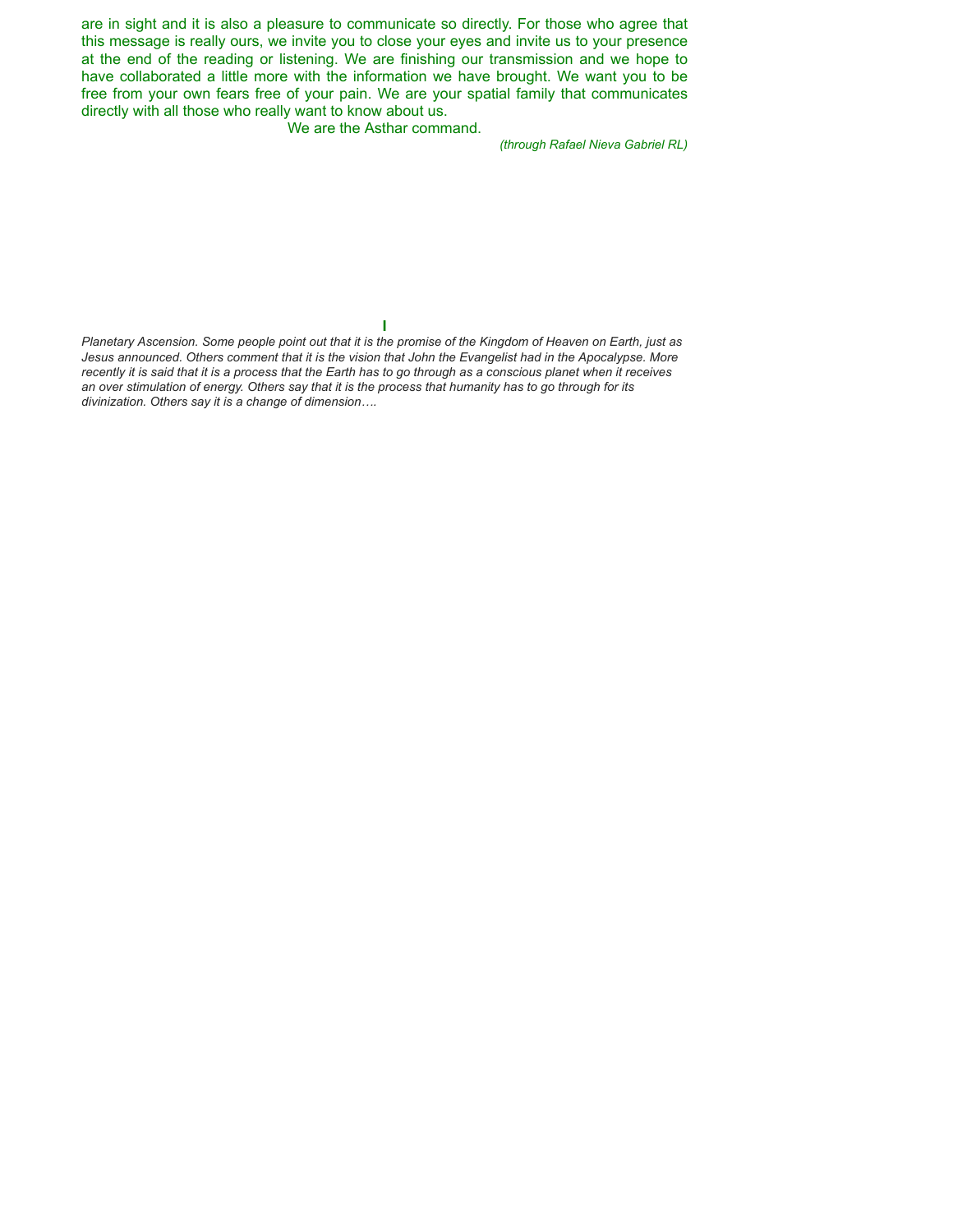are in sight and it is also a pleasure to communicate so directly. For those who agree that this message is really ours, we invite you to close your eyes and invite us to your presence at the end of the reading or listening. We are finishing our transmission and we hope to have collaborated a little more with the information we have brought. We want you to be free from your own fears free of your pain. We are your spatial family that communicates directly with all those who really want to know about us.

We are the Asthar command.

*(through Rafael Nieva Gabriel RL)*

**I**

*Planetary Ascension. Some people point out that it is the promise of the Kingdom of Heaven on Earth, just as Jesus announced. Others comment that it is the vision that John the Evangelist had in the Apocalypse. More recently it is said that it is a process that the Earth has to go through as a conscious planet when it receives an over stimulation of energy. Others say that it is the process that humanity has to go through for its divinization. Others say it is a change of dimension….*